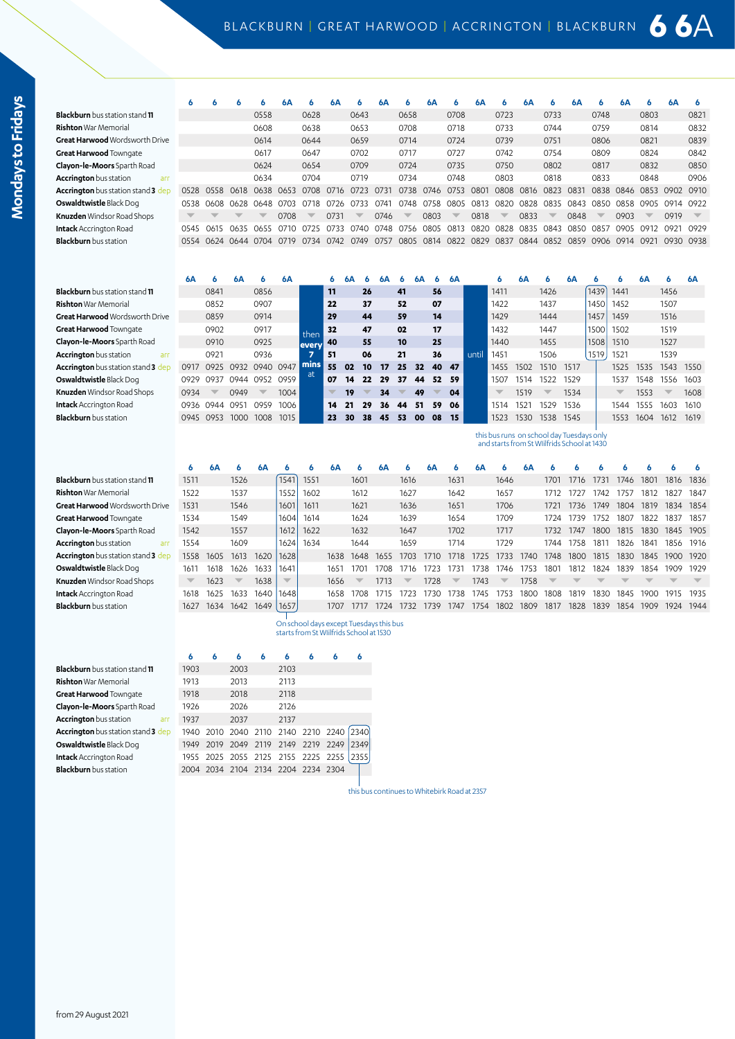# BLACKBURN | GREAT HARWOOD | ACCRINGTON | BLACKBURN 6 6A

## Mondays to Fridays

| | 6 | 6 | 6 | 6 | 6A | 6 | 6A | 6 | 6A | 6 | 6A | 6 | 6A | 6 | 6A | 6 | 6A | 6 | 6A | 6 | 6A | 6 |
|---|---|---|---|---|---|---|---|---|---|---|---|---|---|---|---|---|---|---|---|---|---|---|
| **Blackburn** bus station stand **11** | | | | 0558 | | 0628 | | 0643 | | 0658 | | 0708 | | 0723 | | 0733 | | 0748 | | 0803 | | 0821 |
| **Rishton** War Memorial | | | | 0608 | | 0638 | | 0653 | | 0708 | | 0718 | | 0733 | | 0744 | | 0759 | | 0814 | | 0832 |
| **Great Harwood** Wordsworth Drive | | | | 0614 | | 0644 | | 0659 | | 0714 | | 0724 | | 0739 | | 0751 | | 0806 | | 0821 | | 0839 |
| **Great Harwood** Towngate | | | | 0617 | | 0647 | | 0702 | | 0717 | | 0727 | | 0742 | | 0754 | | 0809 | | 0824 | | 0842 |
| **Clayon-le-Moors** Sparth Road | | | | 0624 | | 0654 | | 0709 | | 0724 | | 0735 | | 0750 | | 0802 | | 0817 | | 0832 | | 0850 |
| **Accrington** bus station arr | | | | 0634 | | 0704 | | 0719 | | 0734 | | 0748 | | 0803 | | 0818 | | 0833 | | 0848 | | 0906 |
| **Accrington** bus station stand **3** dep | 0528 | 0558 | 0618 | 0638 | 0653 | 0708 | 0716 | 0723 | 0731 | 0738 | 0746 | 0753 | 0801 | 0808 | 0816 | 0823 | 0831 | 0838 | 0846 | 0853 | 0902 | 0910 |
| **Oswaldtwistle** Black Dog | 0538 | 0608 | 0628 | 0648 | 0703 | 0718 | 0726 | 0733 | 0741 | 0748 | 0758 | 0805 | 0813 | 0820 | 0828 | 0835 | 0843 | 0850 | 0858 | 0905 | 0914 | 0922 |
| **Knuzden** Windsor Road Shops | ▼ | ▼ | ▼ | ▼ | 0708 | ▼ | 0731 | ▼ | 0746 | ▼ | 0803 | ▼ | 0818 | ▼ | 0833 | ▼ | 0848 | ▼ | 0903 | ▼ | 0919 | ▼ |
| **Intack** Accrington Road | 0545 | 0615 | 0635 | 0655 | 0710 | 0725 | 0733 | 0740 | 0748 | 0756 | 0805 | 0813 | 0820 | 0828 | 0835 | 0843 | 0850 | 0857 | 0905 | 0912 | 0921 | 0929 |
| **Blackburn** bus station | 0554 | 0624 | 0644 | 0704 | 0719 | 0734 | 0742 | 0749 | 0757 | 0805 | 0814 | 0822 | 0829 | 0837 | 0844 | 0852 | 0859 | 0906 | 0914 | 0921 | 0930 | 0938 |

| | 6A | 6 | 6A | 6 | 6A | | 6 | 6A | 6 | 6A | 6 | 6A | 6 | 6A | | 6 | 6A | 6 | 6A | 6 | 6 | 6A | 6 | 6A |
|---|---|---|---|---|---|---|---|---|---|---|---|---|---|---|---|---|---|---|---|---|---|---|---|---|
| **Blackburn** bus station stand **11** | | 0841 | | 0856 | | then every 7 mins at | 11 | | 26 | | 41 | | 56 | | until | 1411 | | 1426 | | 1439 | 1441 | | 1456 | |
| **Rishton** War Memorial | | 0852 | | 0907 | | | 22 | | 37 | | 52 | | 07 | | | 1422 | | 1437 | | 1450 | 1452 | | 1507 | |
| **Great Harwood** Wordsworth Drive | | 0859 | | 0914 | | | 29 | | 44 | | 59 | | 14 | | | 1429 | | 1444 | | 1457 | 1459 | | 1516 | |
| **Great Harwood** Towngate | | 0902 | | 0917 | | | 32 | | 47 | | 02 | | 17 | | | 1432 | | 1447 | | 1500 | 1502 | | 1519 | |
| **Clayon-le-Moors** Sparth Road | | 0910 | | 0925 | | | 40 | | 55 | | 10 | | 25 | | | 1440 | | 1455 | | 1508 | 1510 | | 1527 | |
| **Accrington** bus station arr | | 0921 | | 0936 | | | 51 | | 06 | | 21 | | 36 | | | 1451 | | 1506 | | 1519 | 1521 | | 1539 | |
| **Accrington** bus station stand **3** dep | 0917 | 0925 | 0932 | 0940 | 0947 | | 55 | 02 | 10 | 17 | 25 | 32 | 40 | 47 | | 1455 | 1502 | 1510 | 1517 | | 1525 | 1535 | 1543 | 1550 |
| **Oswaldtwistle** Black Dog | 0929 | 0937 | 0944 | 0952 | 0959 | | 07 | 14 | 22 | 29 | 37 | 44 | 52 | 59 | | 1507 | 1514 | 1522 | 1529 | | 1537 | 1548 | 1556 | 1603 |
| **Knuzden** Windsor Road Shops | 0934 | ▼ | 0949 | ▼ | 1004 | | ▼ | 19 | ▼ | 34 | ▼ | 49 | ▼ | 04 | | ▼ | 1519 | ▼ | 1534 | | ▼ | 1553 | ▼ | 1608 |
| **Intack** Accrington Road | 0936 | 0944 | 0951 | 0959 | 1006 | | 14 | 21 | 29 | 36 | 44 | 51 | 59 | 06 | | 1514 | 1521 | 1529 | 1536 | | 1544 | 1555 | 1603 | 1610 |
| **Blackburn** bus station | 0945 | 0953 | 1000 | 1008 | 1015 | | 23 | 30 | 38 | 45 | 53 | 00 | 08 | 15 | | 1523 | 1530 | 1538 | 1545 | | 1553 | 1604 | 1612 | 1619 |

this bus runs on school day Tuesdays only and starts from St Wilfrids School at 1430

| | 6 | 6A | 6 | 6A | 6 | 6 | 6A | 6 | 6A | 6 | 6A | 6 | 6A | 6 | 6A | 6 | 6 | 6 | 6 | 6 | 6 | 6 |
|---|---|---|---|---|---|---|---|---|---|---|---|---|---|---|---|---|---|---|---|---|---|---|
| **Blackburn** bus station stand **11** | 1511 | | 1526 | | 1541 | 1551 | | 1601 | | 1616 | | 1631 | | 1646 | | 1701 | 1716 | 1731 | 1746 | 1801 | 1816 | 1836 |
| **Rishton** War Memorial | 1522 | | 1537 | | 1552 | 1602 | | 1612 | | 1627 | | 1642 | | 1657 | | 1712 | 1727 | 1742 | 1757 | 1812 | 1827 | 1847 |
| **Great Harwood** Wordsworth Drive | 1531 | | 1546 | | 1601 | 1611 | | 1621 | | 1636 | | 1651 | | 1706 | | 1721 | 1736 | 1749 | 1804 | 1819 | 1834 | 1854 |
| **Great Harwood** Towngate | 1534 | | 1549 | | 1604 | 1614 | | 1624 | | 1639 | | 1654 | | 1709 | | 1724 | 1739 | 1752 | 1807 | 1822 | 1837 | 1857 |
| **Clayon-le-Moors** Sparth Road | 1542 | | 1557 | | 1612 | 1622 | | 1632 | | 1647 | | 1702 | | 1717 | | 1732 | 1747 | 1800 | 1815 | 1830 | 1845 | 1905 |
| **Accrington** bus station arr | 1554 | | 1609 | | 1624 | 1634 | | 1644 | | 1659 | | 1714 | | 1729 | | 1744 | 1758 | 1811 | 1826 | 1841 | 1856 | 1916 |
| **Accrington** bus station stand **3** dep | 1558 | 1605 | 1613 | 1620 | 1628 | | 1638 | 1648 | 1655 | 1703 | 1710 | 1718 | 1725 | 1733 | 1740 | 1748 | 1800 | 1815 | 1830 | 1845 | 1900 | 1920 |
| **Oswaldtwistle** Black Dog | 1611 | 1618 | 1626 | 1633 | 1641 | | 1651 | 1701 | 1708 | 1716 | 1723 | 1731 | 1738 | 1746 | 1753 | 1801 | 1812 | 1824 | 1839 | 1854 | 1909 | 1929 |
| **Knuzden** Windsor Road Shops | ▼ | 1623 | ▼ | 1638 | ▼ | | 1656 | ▼ | 1713 | ▼ | 1728 | ▼ | 1743 | ▼ | 1758 | ▼ | ▼ | ▼ | ▼ | ▼ | ▼ | ▼ |
| **Intack** Accrington Road | 1618 | 1625 | 1633 | 1640 | 1648 | | 1658 | 1708 | 1715 | 1723 | 1730 | 1738 | 1745 | 1753 | 1800 | 1808 | 1819 | 1830 | 1845 | 1900 | 1915 | 1935 |
| **Blackburn** bus station | 1627 | 1634 | 1642 | 1649 | 1657 | | 1707 | 1717 | 1724 | 1732 | 1739 | 1747 | 1754 | 1802 | 1809 | 1817 | 1828 | 1839 | 1854 | 1909 | 1924 | 1944 |

On school days except Tuesdays this bus starts from St Wilfrids School at 1530

| | 6 | 6 | 6 | 6 | 6 | 6 | 6 | 6 |
|---|---|---|---|---|---|---|---|---|
| **Blackburn** bus station stand **11** | 1903 | | 2003 | | 2103 | | | |
| **Rishton** War Memorial | 1913 | | 2013 | | 2113 | | | |
| **Great Harwood** Towngate | 1918 | | 2018 | | 2118 | | | |
| **Clayon-le-Moors** Sparth Road | 1926 | | 2026 | | 2126 | | | |
| **Accrington** bus station arr | 1937 | | 2037 | | 2137 | | | |
| **Accrington** bus station stand **3** dep | 1940 | 2010 | 2040 | 2110 | 2140 | 2210 | 2240 | 2340 |
| **Oswaldtwistle** Black Dog | 1949 | 2019 | 2049 | 2119 | 2149 | 2219 | 2249 | 2349 |
| **Intack** Accrington Road | 1955 | 2025 | 2055 | 2125 | 2155 | 2225 | 2255 | 2355 |
| **Blackburn** bus station | 2004 | 2034 | 2104 | 2134 | 2204 | 2234 | 2304 | |

this bus continues to Whitebirk Road at 2357

from 29 August 2021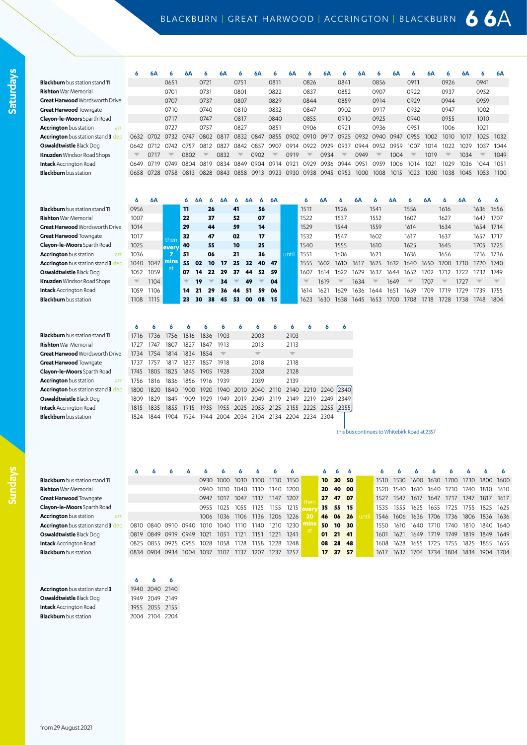# BLACKBURN | GREAT HARWOOD | ACCRINGTON | BLACKBURN 6 6A

## Saturdays

| | 6 | 6A | 6 | 6A | 6 | 6A | 6 | 6A | 6 | 6A | 6 | 6A | 6 | 6A | 6 | 6A | 6 | 6A | 6 | 6A | 6 | 6A |
|---|---|---|---|---|---|---|---|---|---|---|---|---|---|---|---|---|---|---|---|---|---|---|
| **Blackburn** bus station stand **11** | | | 0651 | | 0721 | | 0751 | | 0811 | | 0826 | | 0841 | | 0856 | | 0911 | | 0926 | | 0941 | |
| **Rishton** War Memorial | | | 0701 | | 0731 | | 0801 | | 0822 | | 0837 | | 0852 | | 0907 | | 0922 | | 0937 | | 0952 | |
| **Great Harwood** Wordsworth Drive | | | 0707 | | 0737 | | 0807 | | 0829 | | 0844 | | 0859 | | 0914 | | 0929 | | 0944 | | 0959 | |
| **Great Harwood** Towngate | | | 0710 | | 0740 | | 0810 | | 0832 | | 0847 | | 0902 | | 0917 | | 0932 | | 0947 | | 1002 | |
| **Clayton-le-Moors** Sparth Road | | | 0717 | | 0747 | | 0817 | | 0840 | | 0855 | | 0910 | | 0925 | | 0940 | | 0955 | | 1010 | |
| **Accrington** bus station arr | | | 0727 | | 0757 | | 0827 | | 0851 | | 0906 | | 0921 | | 0936 | | 0951 | | 1006 | | 1021 | |
| **Accrington** bus station stand **3** dep | 0632 | 0702 | 0732 | 0747 | 0802 | 0817 | 0832 | 0847 | 0855 | 0902 | 0910 | 0917 | 0925 | 0932 | 0940 | 0947 | 0955 | 1002 | 1010 | 1017 | 1025 | 1032 |
| **Oswaldtwistle** Black Dog | 0642 | 0712 | 0742 | 0757 | 0812 | 0827 | 0842 | 0857 | 0907 | 0914 | 0922 | 0929 | 0937 | 0944 | 0952 | 0959 | 1007 | 1014 | 1022 | 1029 | 1037 | 1044 |
| **Knuzden** Windsor Road Shops | ▼ | 0717 | ▼ | 0802 | ▼ | 0832 | ▼ | 0902 | ▼ | 0919 | ▼ | 0934 | ▼ | 0949 | ▼ | 1004 | ▼ | 1019 | ▼ | 1034 | ▼ | 1049 |
| **Intack** Accrington Road | 0649 | 0719 | 0749 | 0804 | 0819 | 0834 | 0849 | 0904 | 0914 | 0921 | 0929 | 0936 | 0944 | 0951 | 0959 | 1006 | 1014 | 1021 | 1029 | 1036 | 1044 | 1051 |
| **Blackburn** bus station | 0658 | 0728 | 0758 | 0813 | 0828 | 0843 | 0858 | 0913 | 0923 | 0930 | 0938 | 0945 | 0953 | 1000 | 1008 | 1015 | 1023 | 1030 | 1038 | 1045 | 1053 | 1100 |

| | 6 | 6A | | 6 | 6A | 6 | 6A | 6 | 6A | 6 | 6A | | 6 | 6A | 6 | 6A | 6 | 6A | 6 | 6A | 6 | 6A | 6 | 6 |
|---|---|---|---|---|---|---|---|---|---|---|---|---|---|---|---|---|---|---|---|---|---|---|---|---|
| **Blackburn** bus station stand **11** | 0956 | | then | **11** | | **26** | | **41** | | **56** | | until | 1511 | | 1526 | | 1541 | | 1556 | | 1616 | | 1636 | 1656 |
| **Rishton** War Memorial | 1007 | | every | **22** | | **37** | | **52** | | **07** | | | 1522 | | 1537 | | 1552 | | 1607 | | 1627 | | 1647 | 1707 |
| **Great Harwood** Wordsworth Drive | 1014 | | 7 | **29** | | **44** | | **59** | | **14** | | | 1529 | | 1544 | | 1559 | | 1614 | | 1634 | | 1654 | 1714 |
| **Great Harwood** Towngate | 1017 | | mins | **32** | | **47** | | **02** | | **17** | | | 1532 | | 1547 | | 1602 | | 1617 | | 1637 | | 1657 | 1717 |
| **Clayton-le-Moors** Sparth Road | 1025 | | at | **40** | | **55** | | **10** | | **25** | | | 1540 | | 1555 | | 1610 | | 1625 | | 1645 | | 1705 | 1725 |
| **Accrington** bus station arr | 1036 | | | **51** | | **06** | | **21** | | **36** | | | 1551 | | 1606 | | 1621 | | 1636 | | 1656 | | 1716 | 1736 |
| **Accrington** bus station stand **3** dep | 1040 | 1047 | | **55** | **02** | **10** | **17** | **25** | **32** | **40** | **47** | | 1555 | 1602 | 1610 | 1617 | 1625 | 1632 | 1640 | 1650 | 1700 | 1710 | 1720 | 1740 |
| **Oswaldtwistle** Black Dog | 1052 | 1059 | | **07** | **14** | **22** | **29** | **37** | **44** | **52** | **59** | | 1607 | 1614 | 1622 | 1629 | 1637 | 1644 | 1652 | 1702 | 1712 | 1722 | 1732 | 1749 |
| **Knuzden** Windsor Road Shops | ▼ | 1104 | | ▼ | **19** | ▼ | **34** | ▼ | **49** | ▼ | **04** | | ▼ | 1619 | ▼ | 1634 | ▼ | 1649 | ▼ | 1707 | ▼ | 1727 | ▼ | ▼ |
| **Intack** Accrington Road | 1059 | 1106 | | **14** | **21** | **29** | **36** | **44** | **51** | **59** | **06** | | 1614 | 1621 | 1629 | 1636 | 1644 | 1651 | 1659 | 1709 | 1719 | 1729 | 1739 | 1755 |
| **Blackburn** bus station | 1108 | 1115 | | **23** | **30** | **38** | **45** | **53** | **00** | **08** | **15** | | 1623 | 1630 | 1638 | 1645 | 1653 | 1700 | 1708 | 1718 | 1728 | 1738 | 1748 | 1804 |

| | 6 | 6 | 6 | 6 | 6 | 6 | 6 | 6 | 6 | 6 | 6 | 6 | 6 |
|---|---|---|---|---|---|---|---|---|---|---|---|---|---|
| **Blackburn** bus station stand **11** | 1716 | 1736 | 1756 | 1816 | 1836 | 1903 | | 2003 | | 2103 | | | |
| **Rishton** War Memorial | 1727 | 1747 | 1807 | 1827 | 1847 | 1913 | | 2013 | | 2113 | | | |
| **Great Harwood** Wordsworth Drive | 1734 | 1754 | 1814 | 1834 | 1854 | ▼ | | ▼ | | ▼ | | | |
| **Great Harwood** Towngate | 1737 | 1757 | 1817 | 1837 | 1857 | 1918 | | 2018 | | 2118 | | | |
| **Clayton-le-Moors** Sparth Road | 1745 | 1805 | 1825 | 1845 | 1905 | 1928 | | 2028 | | 2128 | | | |
| **Accrington** bus station arr | 1756 | 1816 | 1836 | 1856 | 1916 | 1939 | | 2039 | | 2139 | | | |
| **Accrington** bus station stand **3** dep | 1800 | 1820 | 1840 | 1900 | 1920 | 1940 | 2010 | 2040 | 2110 | 2140 | 2210 | 2240 | 2340 |
| **Oswaldtwistle** Black Dog | 1809 | 1829 | 1849 | 1909 | 1929 | 1949 | 2019 | 2049 | 2119 | 2149 | 2219 | 2249 | 2349 |
| **Intack** Accrington Road | 1815 | 1835 | 1855 | 1915 | 1935 | 1955 | 2025 | 2055 | 2125 | 2155 | 2225 | 2255 | 2355 |
| **Blackburn** bus station | 1824 | 1844 | 1904 | 1924 | 1944 | 2004 | 2034 | 2104 | 2134 | 2204 | 2234 | 2304 | |

this bus continues to Whitebirk Road at 2357

## Sundays

| | 6 | 6 | 6 | 6 | 6 | 6 | 6 | 6 | 6 | 6 | | 6 | 6 | 6 | | 6 | 6 | 6 | 6 | 6 | 6 | 6 | 6 |
|---|---|---|---|---|---|---|---|---|---|---|---|---|---|---|---|---|---|---|---|---|---|---|---|
| **Blackburn** bus station stand **11** | | | | | 0930 | 1000 | 1030 | 1100 | 1130 | 1150 | then | **10** | **30** | **50** | until | 1510 | 1530 | 1600 | 1630 | 1700 | 1730 | 1800 | 1600 |
| **Rishton** War Memorial | | | | | 0940 | 1010 | 1040 | 1110 | 1140 | 1200 | every | **20** | **40** | **00** | | 1520 | 1540 | 1610 | 1640 | 1710 | 1740 | 1810 | 1610 |
| **Great Harwood** Towngate | | | | | 0947 | 1017 | 1047 | 1117 | 1147 | 1207 | 20 | **27** | **47** | **07** | | 1527 | 1547 | 1617 | 1647 | 1717 | 1747 | 1817 | 1617 |
| **Clayton-le-Moors** Sparth Road | | | | | 0955 | 1025 | 1055 | 1125 | 1155 | 1215 | mins | **35** | **55** | **15** | | 1535 | 1555 | 1625 | 1655 | 1725 | 1755 | 1825 | 1625 |
| **Accrington** bus station arr | | | | | 1006 | 1036 | 1106 | 1136 | 1206 | 1226 | at | **46** | **06** | **26** | | 1546 | 1606 | 1636 | 1706 | 1736 | 1806 | 1836 | 1636 |
| **Accrington** bus station stand **3** dep | 0810 | 0840 | 0910 | 0940 | 1010 | 1040 | 1110 | 1140 | 1210 | 1230 | | **50** | **10** | **30** | | 1550 | 1610 | 1640 | 1710 | 1740 | 1810 | 1840 | 1640 |
| **Oswaldtwistle** Black Dog | 0819 | 0849 | 0919 | 0949 | 1021 | 1051 | 1121 | 1151 | 1221 | 1241 | | **01** | **21** | **41** | | 1601 | 1621 | 1649 | 1719 | 1749 | 1819 | 1849 | 1649 |
| **Intack** Accrington Road | 0825 | 0855 | 0925 | 0955 | 1028 | 1058 | 1128 | 1158 | 1228 | 1248 | | **08** | **28** | **48** | | 1608 | 1628 | 1655 | 1725 | 1755 | 1825 | 1855 | 1655 |
| **Blackburn** bus station | 0834 | 0904 | 0934 | 1004 | 1037 | 1107 | 1137 | 1207 | 1237 | 1257 | | **17** | **37** | **57** | | 1617 | 1637 | 1704 | 1734 | 1804 | 1834 | 1904 | 1704 |

| | 6 | 6 | 6 |
|---|---|---|---|
| **Accrington** bus station stand **3** | 1940 | 2040 | 2140 |
| **Oswaldtwistle** Black Dog | 1949 | 2049 | 2149 |
| **Intack** Accrington Road | 1955 | 2055 | 2155 |
| **Blackburn** bus station | 2004 | 2104 | 2204 |

from 29 August 2021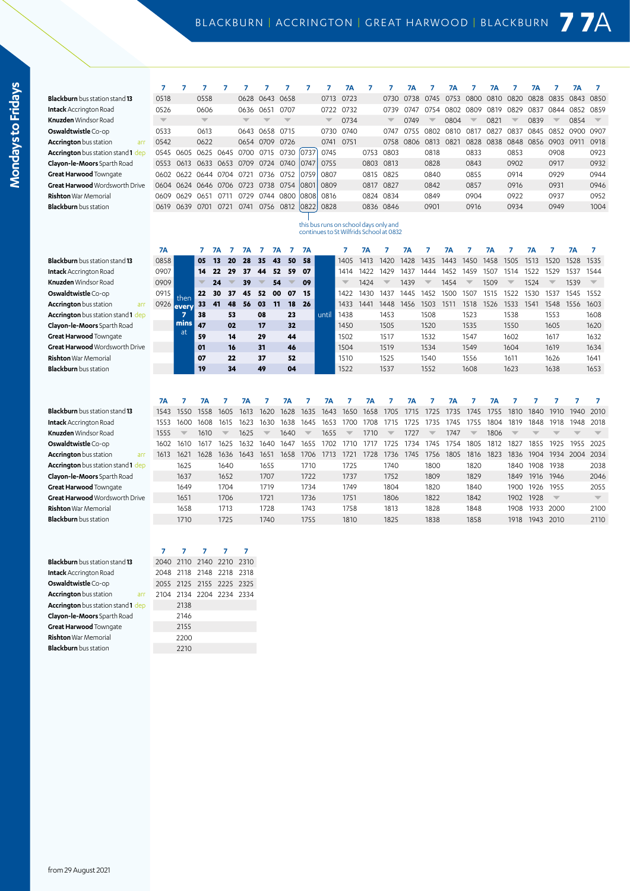# BLACKBURN | ACCRINGTON | GREAT HARWOOD | BLACKBURN 7 7A

## Mondays to Fridays

| | 7 | 7 | 7 | 7 | 7 | 7 | 7 | 7 | 7 | 7A | 7 | 7 | 7A | 7 | 7A | 7 | 7A | 7 | 7A | 7 | 7A | 7 |
|---|---|---|---|---|---|---|---|---|---|---|---|---|---|---|---|---|---|---|---|---|---|---|
| **Blackburn** bus station stand **13** | 0518 | | 0558 | | 0628 | 0643 | 0658 | | 0713 | 0723 | | 0730 | 0738 | 0745 | 0753 | 0800 | 0810 | 0820 | 0828 | 0835 | 0843 | 0850 |
| **Intack** Accrington Road | 0526 | | 0606 | | 0636 | 0651 | 0707 | | 0722 | 0732 | | 0739 | 0747 | 0754 | 0802 | 0809 | 0819 | 0829 | 0837 | 0844 | 0852 | 0859 |
| **Knuzden** Windsor Road | ▼ | | ▼ | | ▼ | ▼ | ▼ | | ▼ | 0734 | | ▼ | 0749 | ▼ | 0804 | ▼ | 0821 | ▼ | 0839 | ▼ | 0854 | ▼ |
| **Oswaldtwistle** Co-op | 0533 | | 0613 | | 0643 | 0658 | 0715 | | 0730 | 0740 | | 0747 | 0755 | 0802 | 0810 | 0817 | 0827 | 0837 | 0845 | 0852 | 0900 | 0907 |
| **Accrington** bus station arr | 0542 | | 0622 | | 0654 | 0709 | 0726 | | 0741 | 0751 | | 0758 | 0806 | 0813 | 0821 | 0828 | 0838 | 0848 | 0856 | 0903 | 0911 | 0918 |
| **Accrington** bus station stand **1** dep | 0545 | 0605 | 0625 | 0645 | 0700 | 0715 | 0730 | 0737 | 0745 | | 0753 | 0803 | | 0818 | | 0833 | | 0853 | | 0908 | | 0923 |
| **Clayton-le-Moors** Sparth Road | 0553 | 0613 | 0633 | 0653 | 0709 | 0724 | 0740 | 0747 | 0755 | | 0803 | 0813 | | 0828 | | 0843 | | 0902 | | 0917 | | 0932 |
| **Great Harwood** Towngate | 0602 | 0622 | 0644 | 0704 | 0721 | 0736 | 0752 | 0759 | 0807 | | 0815 | 0825 | | 0840 | | 0855 | | 0914 | | 0929 | | 0944 |
| **Great Harwood** Wordsworth Drive | 0604 | 0624 | 0646 | 0706 | 0723 | 0738 | 0754 | 0801 | 0809 | | 0817 | 0827 | | 0842 | | 0857 | | 0916 | | 0931 | | 0946 |
| **Rishton** War Memorial | 0609 | 0629 | 0651 | 0711 | 0729 | 0744 | 0800 | 0808 | 0816 | | 0824 | 0834 | | 0849 | | 0904 | | 0922 | | 0937 | | 0952 |
| **Blackburn** bus station | 0619 | 0639 | 0701 | 0721 | 0741 | 0756 | 0812 | 0822 | 0828 | | 0836 | 0846 | | 0901 | | 0916 | | 0934 | | 0949 | | 1004 |

this bus runs on school days only and continues to St Wilfrids School at 0832 (applies to the 0737 departure from Accrington)

| | 7A | then every 7 mins at | 7 | 7A | 7 | 7A | 7 | 7A | 7 | 7A | until | 7 | 7A | 7 | 7A | 7 | 7A | 7 | 7A | 7 | 7A | 7 | 7A | 7 |
|---|---|---|---|---|---|---|---|---|---|---|---|---|---|---|---|---|---|---|---|---|---|---|---|---|
| **Blackburn** bus station stand **13** | 0858 | | 05 | 13 | 20 | 28 | 35 | 43 | 50 | 58 | | 1405 | 1413 | 1420 | 1428 | 1435 | 1443 | 1450 | 1458 | 1505 | 1513 | 1520 | 1528 | 1535 |
| **Intack** Accrington Road | 0907 | | 14 | 22 | 29 | 37 | 44 | 52 | 59 | 07 | | 1414 | 1422 | 1429 | 1437 | 1444 | 1452 | 1459 | 1507 | 1514 | 1522 | 1529 | 1537 | 1544 |
| **Knuzden** Windsor Road | 0909 | | ▼ | 24 | ▼ | 39 | ▼ | 54 | ▼ | 09 | | ▼ | 1424 | ▼ | 1439 | ▼ | 1454 | ▼ | 1509 | ▼ | 1524 | ▼ | 1539 | ▼ |
| **Oswaldtwistle** Co-op | 0915 | | 22 | 30 | 37 | 45 | 52 | 00 | 07 | 15 | | 1422 | 1430 | 1437 | 1445 | 1452 | 1500 | 1507 | 1515 | 1522 | 1530 | 1537 | 1545 | 1552 |
| **Accrington** bus station arr | 0926 | | 33 | 41 | 48 | 56 | 03 | 11 | 18 | 26 | | 1433 | 1441 | 1448 | 1456 | 1503 | 1511 | 1518 | 1526 | 1533 | 1541 | 1548 | 1556 | 1603 |
| **Accrington** bus station stand **1** dep | | | 38 | | 53 | | 08 | | 23 | | | 1438 | | 1453 | | 1508 | | 1523 | | 1538 | | 1553 | | 1608 |
| **Clayton-le-Moors** Sparth Road | | | 47 | | 02 | | 17 | | 32 | | | 1450 | | 1505 | | 1520 | | 1535 | | 1550 | | 1605 | | 1620 |
| **Great Harwood** Towngate | | | 59 | | 14 | | 29 | | 44 | | | 1502 | | 1517 | | 1532 | | 1547 | | 1602 | | 1617 | | 1632 |
| **Great Harwood** Wordsworth Drive | | | 01 | | 16 | | 31 | | 46 | | | 1504 | | 1519 | | 1534 | | 1549 | | 1604 | | 1619 | | 1634 |
| **Rishton** War Memorial | | | 07 | | 22 | | 37 | | 52 | | | 1510 | | 1525 | | 1540 | | 1556 | | 1611 | | 1626 | | 1641 |
| **Blackburn** bus station | | | 19 | | 34 | | 49 | | 04 | | | 1522 | | 1537 | | 1552 | | 1608 | | 1623 | | 1638 | | 1653 |

| | 7A | 7 | 7A | 7 | 7A | 7 | 7A | 7 | 7A | 7 | 7A | 7 | 7A | 7 | 7A | 7 | 7A | 7 | 7 | 7 | 7 | 7 |
|---|---|---|---|---|---|---|---|---|---|---|---|---|---|---|---|---|---|---|---|---|---|---|
| **Blackburn** bus station stand **13** | 1543 | 1550 | 1558 | 1605 | 1613 | 1620 | 1628 | 1635 | 1643 | 1650 | 1658 | 1705 | 1715 | 1725 | 1735 | 1745 | 1755 | 1810 | 1840 | 1910 | 1940 | 2010 |
| **Intack** Accrington Road | 1553 | 1600 | 1608 | 1615 | 1623 | 1630 | 1638 | 1645 | 1653 | 1700 | 1708 | 1715 | 1725 | 1735 | 1745 | 1755 | 1804 | 1819 | 1848 | 1918 | 1948 | 2018 |
| **Knuzden** Windsor Road | 1555 | ▼ | 1610 | ▼ | 1625 | ▼ | 1640 | ▼ | 1655 | ▼ | 1710 | ▼ | 1727 | ▼ | 1747 | ▼ | 1806 | ▼ | ▼ | ▼ | ▼ | ▼ |
| **Oswaldtwistle** Co-op | 1602 | 1610 | 1617 | 1625 | 1632 | 1640 | 1647 | 1655 | 1702 | 1710 | 1717 | 1725 | 1734 | 1745 | 1754 | 1805 | 1812 | 1827 | 1855 | 1925 | 1955 | 2025 |
| **Accrington** bus station arr | 1613 | 1621 | 1628 | 1636 | 1643 | 1651 | 1658 | 1706 | 1713 | 1721 | 1728 | 1736 | 1745 | 1756 | 1805 | 1816 | 1823 | 1836 | 1904 | 1934 | 2004 | 2034 |
| **Accrington** bus station stand **1** dep | | 1625 | | 1640 | | 1655 | | 1710 | | 1725 | | 1740 | | 1800 | | 1820 | | 1840 | 1908 | 1938 | | 2038 |
| **Clayton-le-Moors** Sparth Road | | 1637 | | 1652 | | 1707 | | 1722 | | 1737 | | 1752 | | 1809 | | 1829 | | 1849 | 1916 | 1946 | | 2046 |
| **Great Harwood** Towngate | | 1649 | | 1704 | | 1719 | | 1734 | | 1749 | | 1804 | | 1820 | | 1840 | | 1900 | 1926 | 1955 | | 2055 |
| **Great Harwood** Wordsworth Drive | | 1651 | | 1706 | | 1721 | | 1736 | | 1751 | | 1806 | | 1822 | | 1842 | | 1902 | 1928 | ▼ | | ▼ |
| **Rishton** War Memorial | | 1658 | | 1713 | | 1728 | | 1743 | | 1758 | | 1813 | | 1828 | | 1848 | | 1908 | 1933 | 2000 | | 2100 |
| **Blackburn** bus station | | 1710 | | 1725 | | 1740 | | 1755 | | 1810 | | 1825 | | 1838 | | 1858 | | 1918 | 1943 | 2010 | | 2110 |

| | 7 | 7 | 7 | 7 | 7 |
|---|---|---|---|---|---|
| **Blackburn** bus station stand **13** | 2040 | 2110 | 2140 | 2210 | 2310 |
| **Intack** Accrington Road | 2048 | 2118 | 2148 | 2218 | 2318 |
| **Oswaldtwistle** Co-op | 2055 | 2125 | 2155 | 2225 | 2325 |
| **Accrington** bus station arr | 2104 | 2134 | 2204 | 2234 | 2334 |
| **Accrington** bus station stand **1** dep | | 2138 | | | |
| **Clayton-le-Moors** Sparth Road | | 2146 | | | |
| **Great Harwood** Towngate | | 2155 | | | |
| **Rishton** War Memorial | | 2200 | | | |
| **Blackburn** bus station | | 2210 | | | |

from 29 August 2021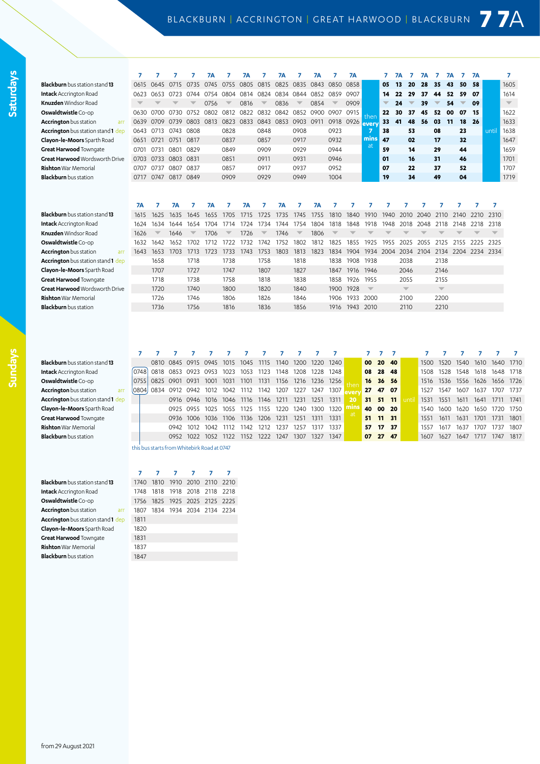# BLACKBURN | ACCRINGTON | GREAT HARWOOD | BLACKBURN 7 7A

## Saturdays

| | 7 | 7 | 7 | 7 | 7A | 7 | 7A | 7 | 7A | 7 | 7A | 7 | 7A | | 7 | 7A | 7 | 7A | 7 | 7A | 7 | 7A | | 7 |
|---|---|---|---|---|---|---|---|---|---|---|---|---|---|---|---|---|---|---|---|---|---|---|---|---|
| **Blackburn** bus station stand **13** | 0615 | 0645 | 0715 | 0735 | 0745 | 0755 | 0805 | 0815 | 0825 | 0835 | 0843 | 0850 | 0858 | then | 05 | 13 | 20 | 28 | 35 | 43 | 50 | 58 | | 1605 |
| **Intack** Accrington Road | 0623 | 0653 | 0723 | 0744 | 0754 | 0804 | 0814 | 0824 | 0834 | 0844 | 0852 | 0859 | 0907 | every | 14 | 22 | 29 | 37 | 44 | 52 | 59 | 07 | | 1614 |
| **Knuzden** Windsor Road | ▼ | ▼ | ▼ | ▼ | 0756 | ▼ | 0816 | ▼ | 0836 | ▼ | 0854 | ▼ | 0909 | 7 | ▼ | 24 | ▼ | 39 | ▼ | 54 | ▼ | 09 | | ▼ |
| **Oswaldtwistle** Co-op | 0630 | 0700 | 0730 | 0752 | 0802 | 0812 | 0822 | 0832 | 0842 | 0852 | 0900 | 0907 | 0915 | mins | 22 | 30 | 37 | 45 | 52 | 00 | 07 | 15 | | 1622 |
| **Accrington** bus station arr | 0639 | 0709 | 0739 | 0803 | 0813 | 0823 | 0833 | 0843 | 0853 | 0903 | 0911 | 0918 | 0926 | at | 33 | 41 | 48 | 56 | 03 | 11 | 18 | 26 | | 1633 |
| **Accrington** bus station stand **1** dep | 0643 | 0713 | 0743 | 0808 | | 0828 | | 0848 | | 0908 | | 0923 | | | 38 | | 53 | | 08 | | 23 | | until | 1638 |
| **Clayton-le-Moors** Sparth Road | 0651 | 0721 | 0751 | 0817 | | 0837 | | 0857 | | 0917 | | 0932 | | | 47 | | 02 | | 17 | | 32 | | | 1647 |
| **Great Harwood** Towngate | 0701 | 0731 | 0801 | 0829 | | 0849 | | 0909 | | 0929 | | 0944 | | | 59 | | 14 | | 29 | | 44 | | | 1659 |
| **Great Harwood** Wordsworth Drive | 0703 | 0733 | 0803 | 0831 | | 0851 | | 0911 | | 0931 | | 0946 | | | 01 | | 16 | | 31 | | 46 | | | 1701 |
| **Rishton** War Memorial | 0707 | 0737 | 0807 | 0837 | | 0857 | | 0917 | | 0937 | | 0952 | | | 07 | | 22 | | 37 | | 52 | | | 1707 |
| **Blackburn** bus station | 0717 | 0747 | 0817 | 0849 | | 0909 | | 0929 | | 0949 | | 1004 | | | 19 | | 34 | | 49 | | 04 | | | 1719 |

| | 7A | 7 | 7A | 7 | 7A | 7 | 7A | 7 | 7A | 7 | 7A | 7 | 7 | 7 | 7 | 7 | 7 | 7 | 7 | 7 | 7 |
|---|---|---|---|---|---|---|---|---|---|---|---|---|---|---|---|---|---|---|---|---|---|
| **Blackburn** bus station stand **13** | 1615 | 1625 | 1635 | 1645 | 1655 | 1705 | 1715 | 1725 | 1735 | 1745 | 1755 | 1810 | 1840 | 1910 | 1940 | 2010 | 2040 | 2110 | 2140 | 2210 | 2310 |
| **Intack** Accrington Road | 1624 | 1634 | 1644 | 1654 | 1704 | 1714 | 1724 | 1734 | 1744 | 1754 | 1804 | 1818 | 1848 | 1918 | 1948 | 2018 | 2048 | 2118 | 2148 | 2218 | 2318 |
| **Knuzden** Windsor Road | 1626 | ▼ | 1646 | ▼ | 1706 | ▼ | 1726 | ▼ | 1746 | ▼ | 1806 | ▼ | ▼ | ▼ | ▼ | ▼ | ▼ | ▼ | ▼ | ▼ | ▼ |
| **Oswaldtwistle** Co-op | 1632 | 1642 | 1652 | 1702 | 1712 | 1722 | 1732 | 1742 | 1752 | 1802 | 1812 | 1825 | 1855 | 1925 | 1955 | 2025 | 2055 | 2125 | 2155 | 2225 | 2325 |
| **Accrington** bus station arr | 1643 | 1653 | 1703 | 1713 | 1723 | 1733 | 1743 | 1753 | 1803 | 1813 | 1823 | 1834 | 1904 | 1934 | 2004 | 2034 | 2104 | 2134 | 2204 | 2234 | 2334 |
| **Accrington** bus station stand **1** dep | | 1658 | | 1718 | | 1738 | | 1758 | | 1818 | | 1838 | 1908 | 1938 | | 2038 | | 2138 | | | |
| **Clayton-le-Moors** Sparth Road | | 1707 | | 1727 | | 1747 | | 1807 | | 1827 | | 1847 | 1916 | 1946 | | 2046 | | 2146 | | | |
| **Great Harwood** Towngate | | 1718 | | 1738 | | 1758 | | 1818 | | 1838 | | 1858 | 1926 | 1955 | | 2055 | | 2155 | | | |
| **Great Harwood** Wordsworth Drive | | 1720 | | 1740 | | 1800 | | 1820 | | 1840 | | 1900 | 1928 | ▼ | | ▼ | | ▼ | | | |
| **Rishton** War Memorial | | 1726 | | 1746 | | 1806 | | 1826 | | 1846 | | 1906 | 1933 | 2000 | | 2100 | | 2200 | | | |
| **Blackburn** bus station | | 1736 | | 1756 | | 1816 | | 1836 | | 1856 | | 1916 | 1943 | 2010 | | 2110 | | 2210 | | | |

## Sundays

| | 7 | 7 | 7 | 7 | 7 | 7 | 7 | 7 | 7 | 7 | 7 | 7 | | 7 | 7 | 7 | | 7 | 7 | 7 | 7 | 7 | 7 |
|---|---|---|---|---|---|---|---|---|---|---|---|---|---|---|---|---|---|---|---|---|---|---|---|
| **Blackburn** bus station stand **13** | | 0810 | 0845 | 0915 | 0945 | 1015 | 1045 | 1115 | 1140 | 1200 | 1220 | 1240 | | 00 | 20 | 40 | | 1500 | 1520 | 1540 | 1610 | 1640 | 1710 |
| **Intack** Accrington Road | 0748 | 0818 | 0853 | 0923 | 0953 | 1023 | 1053 | 1123 | 1148 | 1208 | 1228 | 1248 | | 08 | 28 | 48 | | 1508 | 1528 | 1548 | 1618 | 1648 | 1718 |
| **Oswaldtwistle** Co-op | 0755 | 0825 | 0901 | 0931 | 1001 | 1031 | 1101 | 1131 | 1156 | 1216 | 1236 | 1256 | then | 16 | 36 | 56 | | 1516 | 1536 | 1556 | 1626 | 1656 | 1726 |
| **Accrington** bus station arr | 0804 | 0834 | 0912 | 0942 | 1012 | 1042 | 1112 | 1142 | 1207 | 1227 | 1247 | 1307 | every | 27 | 47 | 07 | | 1527 | 1547 | 1607 | 1637 | 1707 | 1737 |
| **Accrington** bus station stand **1** dep | | | 0916 | 0946 | 1016 | 1046 | 1116 | 1146 | 1211 | 1231 | 1251 | 1311 | 20 | 31 | 51 | 11 | until | 1531 | 1551 | 1611 | 1641 | 1711 | 1741 |
| **Clayton-le-Moors** Sparth Road | | | 0925 | 0955 | 1025 | 1055 | 1125 | 1155 | 1220 | 1240 | 1300 | 1320 | mins | 40 | 00 | 20 | | 1540 | 1600 | 1620 | 1650 | 1720 | 1750 |
| **Great Harwood** Towngate | | | 0936 | 1006 | 1036 | 1106 | 1136 | 1206 | 1231 | 1251 | 1311 | 1331 | at | 51 | 11 | 31 | | 1551 | 1611 | 1631 | 1701 | 1731 | 1801 |
| **Rishton** War Memorial | | | 0942 | 1012 | 1042 | 1112 | 1142 | 1212 | 1237 | 1257 | 1317 | 1337 | | 57 | 17 | 37 | | 1557 | 1617 | 1637 | 1707 | 1737 | 1807 |
| **Blackburn** bus station | | | 0952 | 1022 | 1052 | 1122 | 1152 | 1222 | 1247 | 1307 | 1327 | 1347 | | 07 | 27 | 47 | | 1607 | 1627 | 1647 | 1717 | 1747 | 1817 |

this bus starts from Whitebirk Road at 0747

| | 7 | 7 | 7 | 7 | 7 | 7 |
|---|---|---|---|---|---|---|
| **Blackburn** bus station stand **13** | 1740 | 1810 | 1910 | 2010 | 2110 | 2210 |
| **Intack** Accrington Road | 1748 | 1818 | 1918 | 2018 | 2118 | 2218 |
| **Oswaldtwistle** Co-op | 1756 | 1825 | 1925 | 2025 | 2125 | 2225 |
| **Accrington** bus station arr | 1807 | 1834 | 1934 | 2034 | 2134 | 2234 |
| **Accrington** bus station stand **1** dep | 1811 | | | | | |
| **Clayton-le-Moors** Sparth Road | 1820 | | | | | |
| **Great Harwood** Towngate | 1831 | | | | | |
| **Rishton** War Memorial | 1837 | | | | | |
| **Blackburn** bus station | 1847 | | | | | |

from 29 August 2021